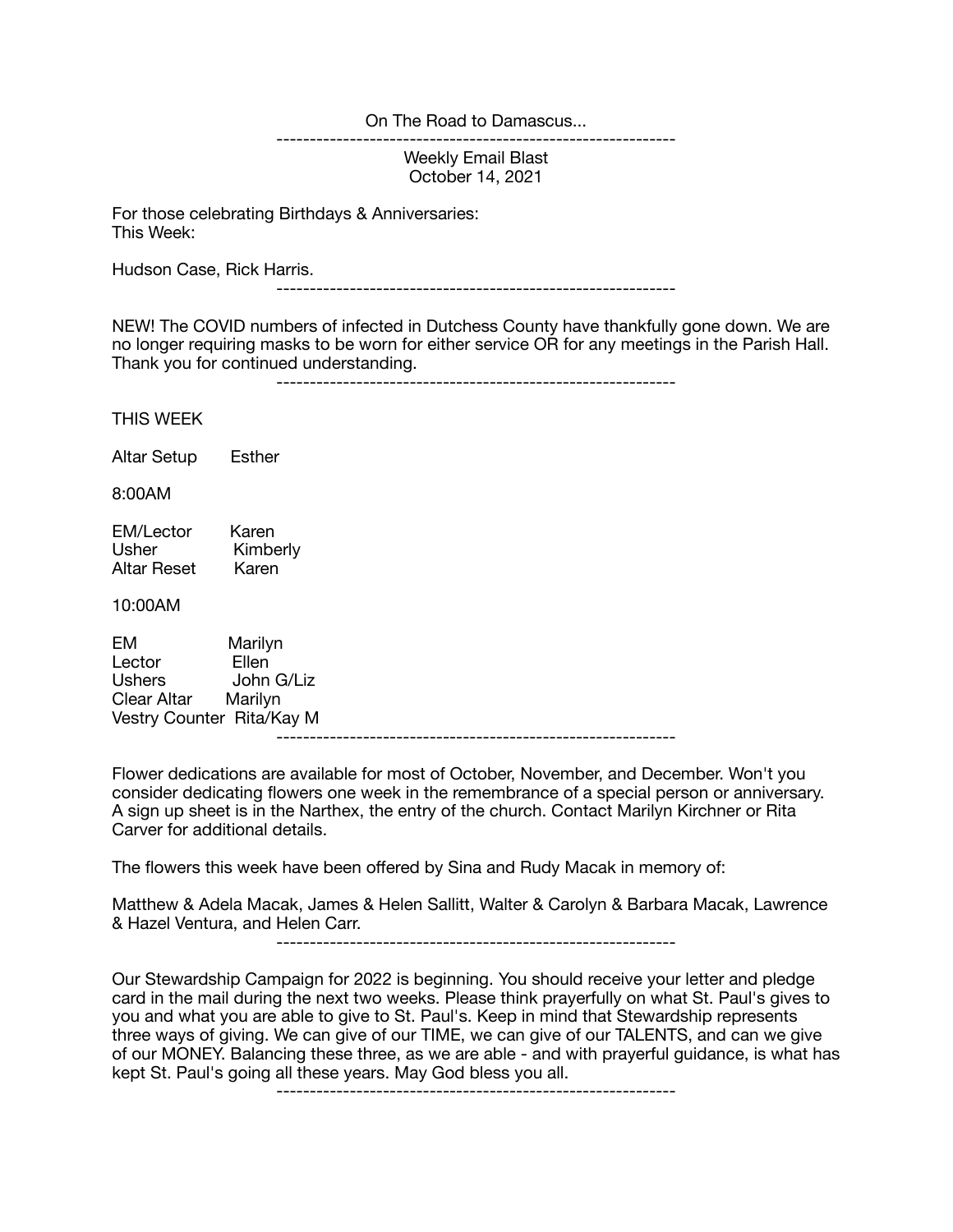On The Road to Damascus...

---

Weekly Email Blast
October 14, 2021

For those celebrating Birthdays & Anniversaries:
This Week:

Hudson Case, Rick Harris.

---

NEW! The COVID numbers of infected in Dutchess County have thankfully gone down. We are no longer requiring masks to be worn for either service OR for any meetings in the Parish Hall. Thank you for continued understanding.

---

THIS WEEK

Altar Setup    Esther

8:00AM

EM/Lector    Karen
Usher    Kimberly
Altar Reset    Karen

10:00AM

EM    Marilyn
Lector    Ellen
Ushers    John G/Liz
Clear Altar    Marilyn
Vestry Counter    Rita/Kay M

---

Flower dedications are available for most of October, November, and December. Won't you consider dedicating flowers one week in the remembrance of a special person or anniversary. A sign up sheet is in the Narthex, the entry of the church. Contact Marilyn Kirchner or Rita Carver for additional details.

The flowers this week have been offered by Sina and Rudy Macak in memory of:

Matthew & Adela Macak, James & Helen Sallitt, Walter & Carolyn & Barbara Macak, Lawrence & Hazel Ventura, and Helen Carr.

---

Our Stewardship Campaign for 2022 is beginning. You should receive your letter and pledge card in the mail during the next two weeks. Please think prayerfully on what St. Paul's gives to you and what you are able to give to St. Paul's. Keep in mind that Stewardship represents three ways of giving. We can give of our TIME, we can give of our TALENTS, and can we give of our MONEY. Balancing these three, as we are able - and with prayerful guidance, is what has kept St. Paul's going all these years. May God bless you all.

---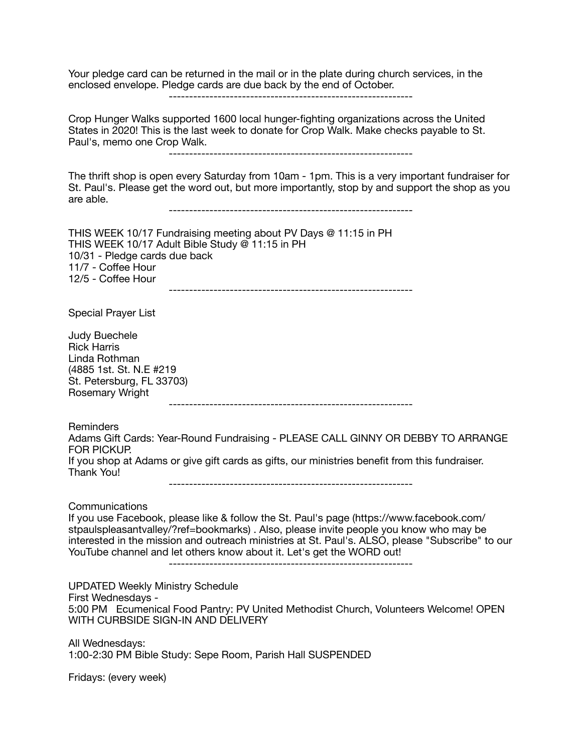Your pledge card can be returned in the mail or in the plate during church services, in the enclosed envelope. Pledge cards are due back by the end of October.

------------------------------------------------------------

Crop Hunger Walks supported 1600 local hunger-fighting organizations across the United States in 2020! This is the last week to donate for Crop Walk. Make checks payable to St. Paul's, memo one Crop Walk.

------------------------------------------------------------

The thrift shop is open every Saturday from 10am - 1pm. This is a very important fundraiser for St. Paul's. Please get the word out, but more importantly, stop by and support the shop as you are able.

------------------------------------------------------------

THIS WEEK 10/17 Fundraising meeting about PV Days @ 11:15 in PH
THIS WEEK 10/17 Adult Bible Study @ 11:15 in PH
10/31 - Pledge cards due back
11/7 - Coffee Hour
12/5 - Coffee Hour

------------------------------------------------------------

Special Prayer List

Judy Buechele
Rick Harris
Linda Rothman
(4885 1st. St. N.E #219
St. Petersburg, FL 33703)
Rosemary Wright

------------------------------------------------------------

Reminders
Adams Gift Cards: Year-Round Fundraising - PLEASE CALL GINNY OR DEBBY TO ARRANGE FOR PICKUP.
If you shop at Adams or give gift cards as gifts, our ministries benefit from this fundraiser. Thank You!

------------------------------------------------------------

Communications
If you use Facebook, please like & follow the St. Paul's page (https://www.facebook.com/stpaulspleasantvalley/?ref=bookmarks) . Also, please invite people you know who may be interested in the mission and outreach ministries at St. Paul's. ALSO, please "Subscribe" to our YouTube channel and let others know about it. Let's get the WORD out!

------------------------------------------------------------

UPDATED Weekly Ministry Schedule
First Wednesdays -
5:00 PM Ecumenical Food Pantry: PV United Methodist Church, Volunteers Welcome! OPEN WITH CURBSIDE SIGN-IN AND DELIVERY

All Wednesdays:
1:00-2:30 PM Bible Study: Sepe Room, Parish Hall SUSPENDED

Fridays: (every week)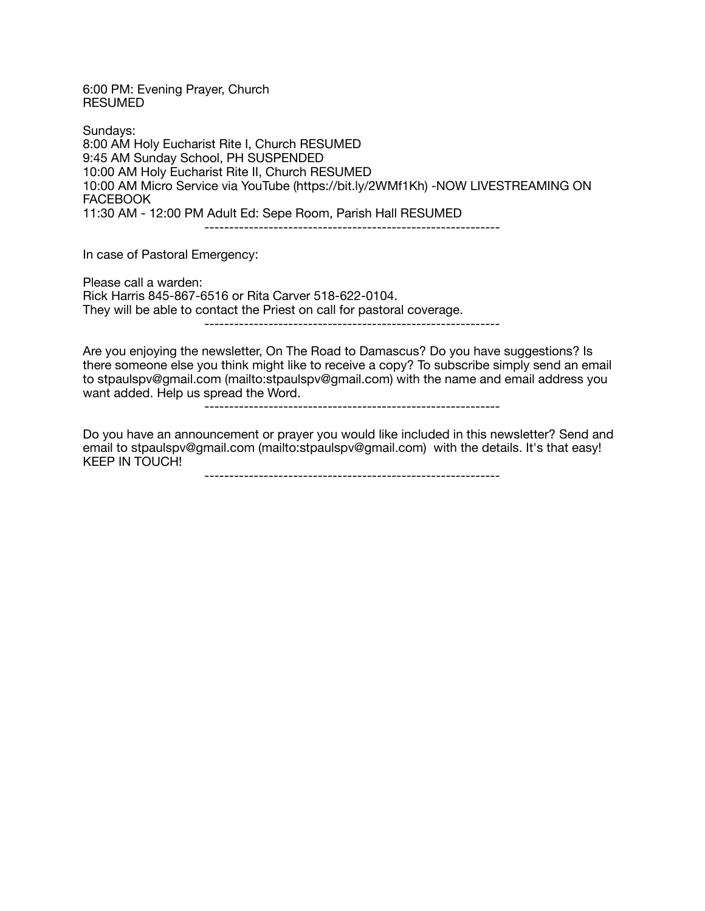6:00 PM: Evening Prayer, Church
RESUMED

Sundays:
8:00 AM Holy Eucharist Rite I, Church RESUMED
9:45 AM Sunday School, PH SUSPENDED
10:00 AM Holy Eucharist Rite II, Church RESUMED
10:00 AM Micro Service via YouTube (https://bit.ly/2WMf1Kh) -NOW LIVESTREAMING ON FACEBOOK
11:30 AM - 12:00 PM Adult Ed: Sepe Room, Parish Hall RESUMED

------------------------------------------------------------

In case of Pastoral Emergency:

Please call a warden:
Rick Harris 845-867-6516 or Rita Carver 518-622-0104.
They will be able to contact the Priest on call for pastoral coverage.

------------------------------------------------------------

Are you enjoying the newsletter, On The Road to Damascus? Do you have suggestions? Is there someone else you think might like to receive a copy? To subscribe simply send an email to stpaulspv@gmail.com (mailto:stpaulspv@gmail.com) with the name and email address you want added. Help us spread the Word.

------------------------------------------------------------

Do you have an announcement or prayer you would like included in this newsletter? Send and email to stpaulspv@gmail.com (mailto:stpaulspv@gmail.com) with the details. It's that easy!
KEEP IN TOUCH!

------------------------------------------------------------